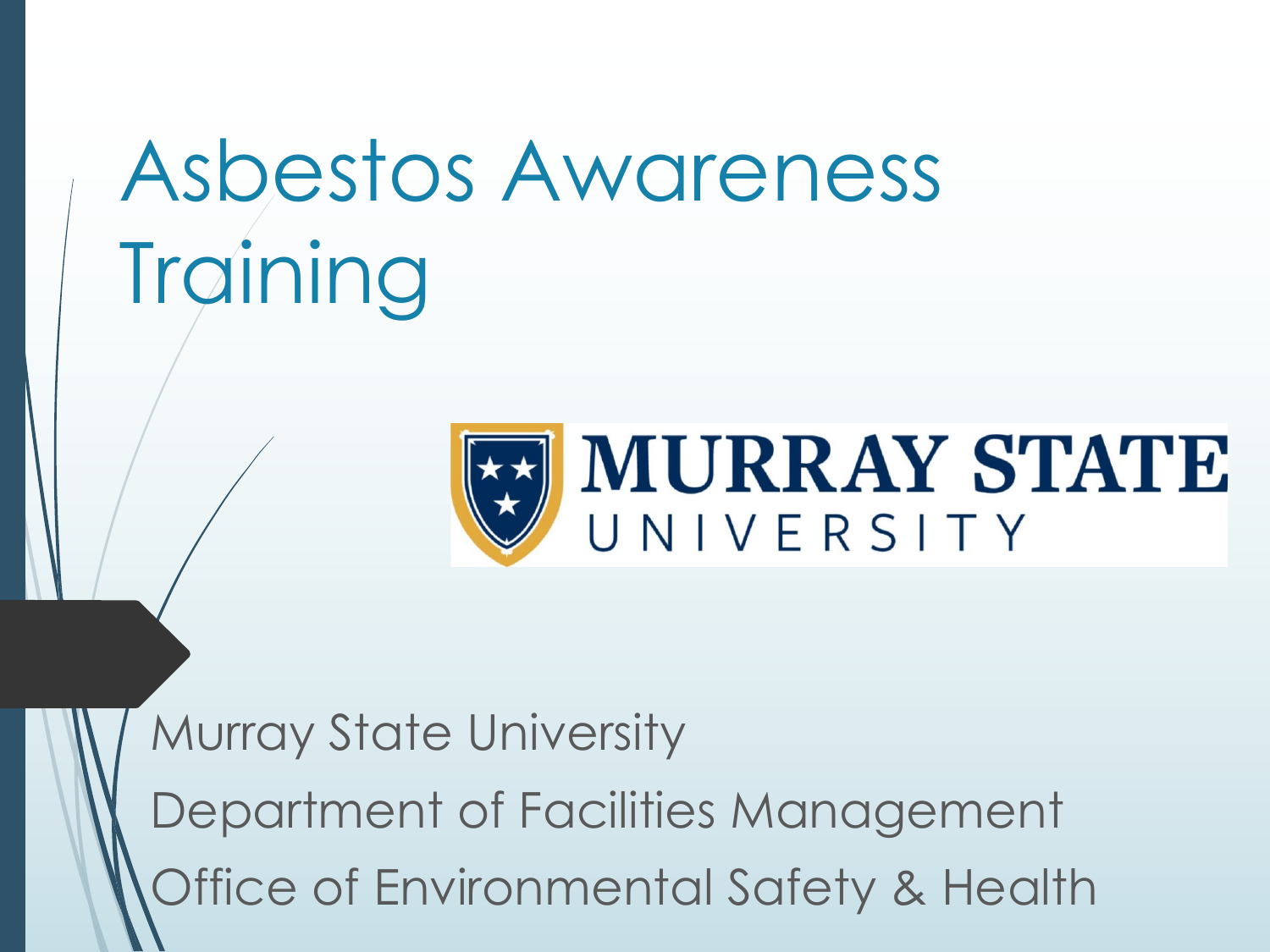# Asbestos Awareness Training

MURRAY STATE UNIVERSITY

Murray State University

Department of Facilities Management

Office of Environmental Safety & Health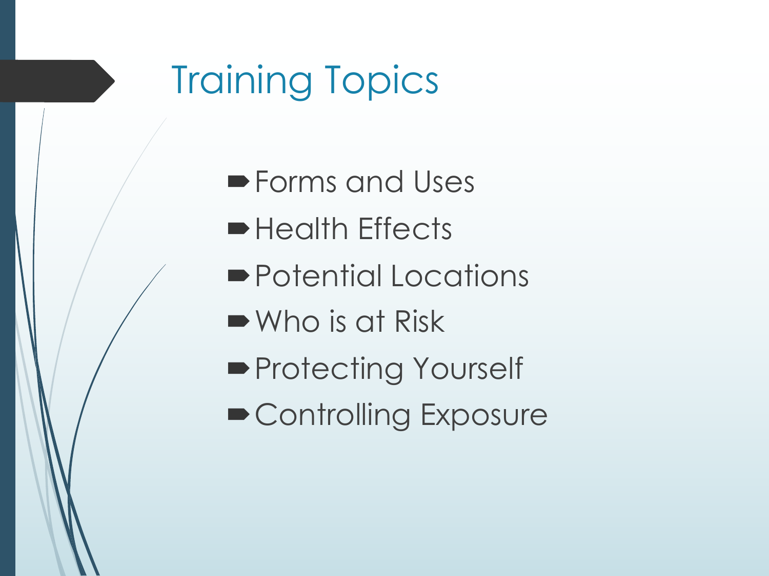# Training Topics

- Forms and Uses
- Health Effects
- Potential Locations
- Who is at Risk
- Protecting Yourself
- Controlling Exposure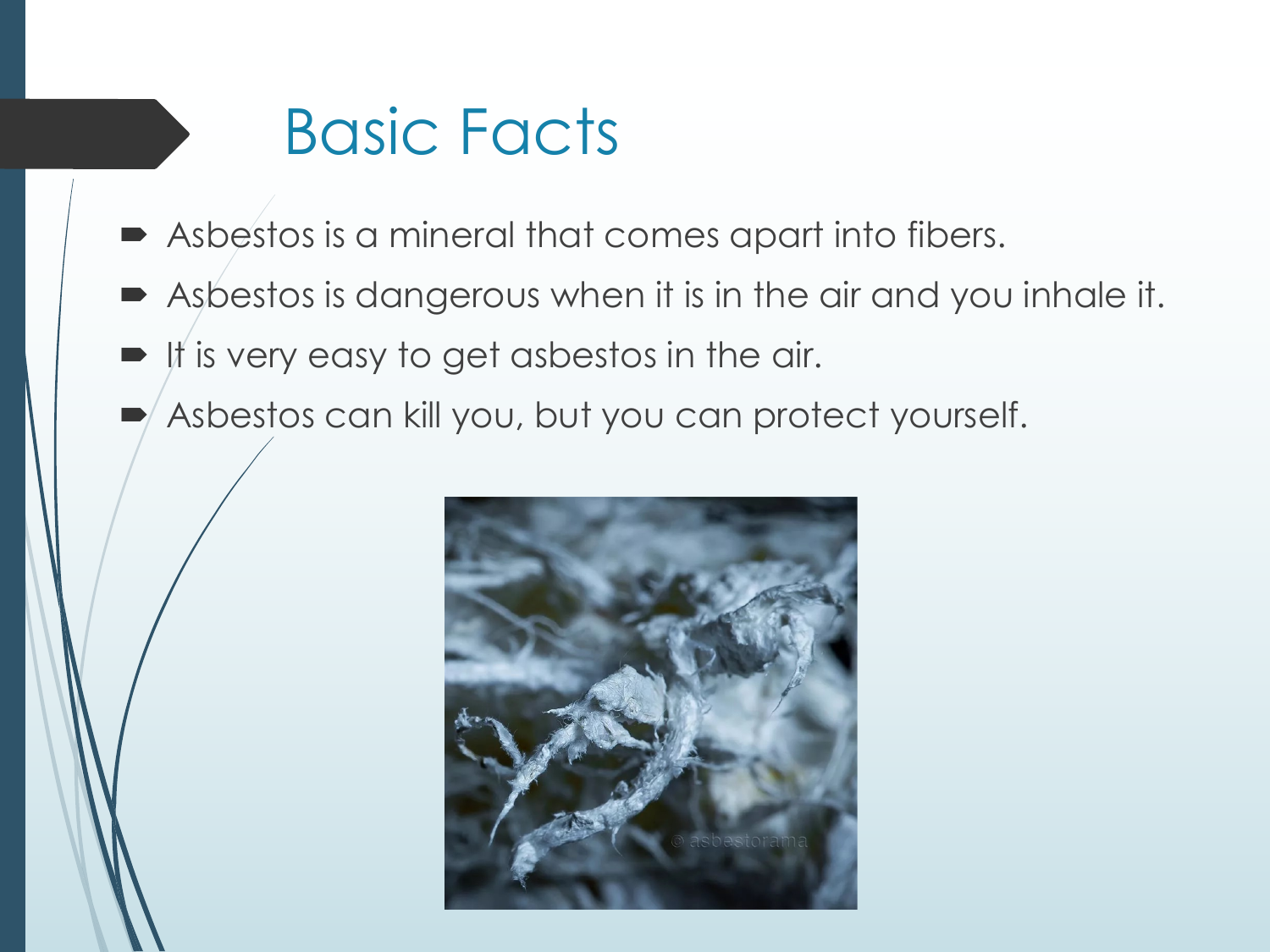# Basic Facts

- Asbestos is a mineral that comes apart into fibers.
- Asbestos is dangerous when it is in the air and you inhale it.
- It is very easy to get asbestos in the air.
- Asbestos can kill you, but you can protect yourself.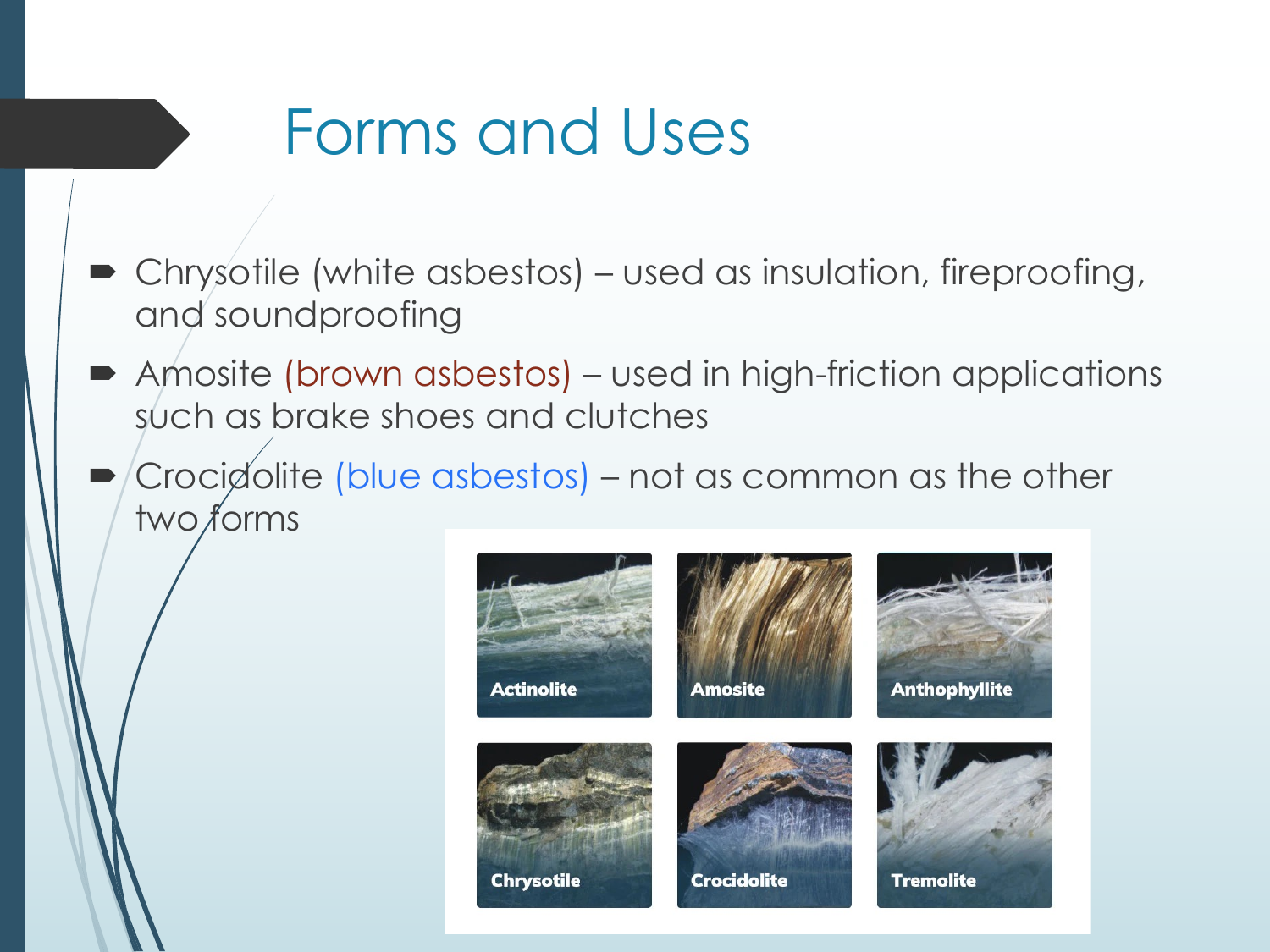# Forms and Uses

- Chrysotile (white asbestos) – used as insulation, fireproofing, and soundproofing
- Amosite (brown asbestos) – used in high-friction applications such as brake shoes and clutches
- Crocidolite (blue asbestos) – not as common as the other two forms

Actinolite

Amosite

Anthophyllite

Chrysotile

Crocidolite

Tremolite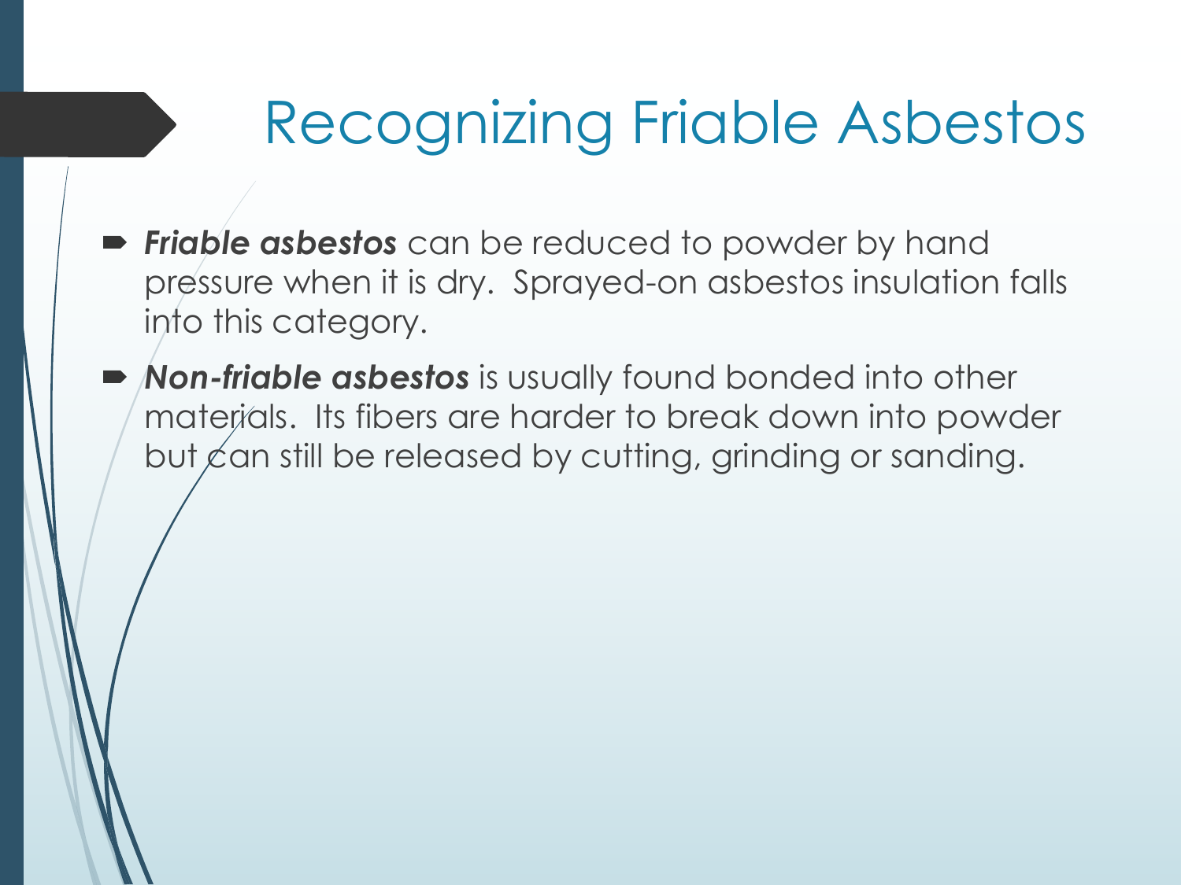# Recognizing Friable Asbestos

- ***Friable asbestos*** can be reduced to powder by hand pressure when it is dry. Sprayed-on asbestos insulation falls into this category.
- ***Non-friable asbestos*** is usually found bonded into other materials. Its fibers are harder to break down into powder but can still be released by cutting, grinding or sanding.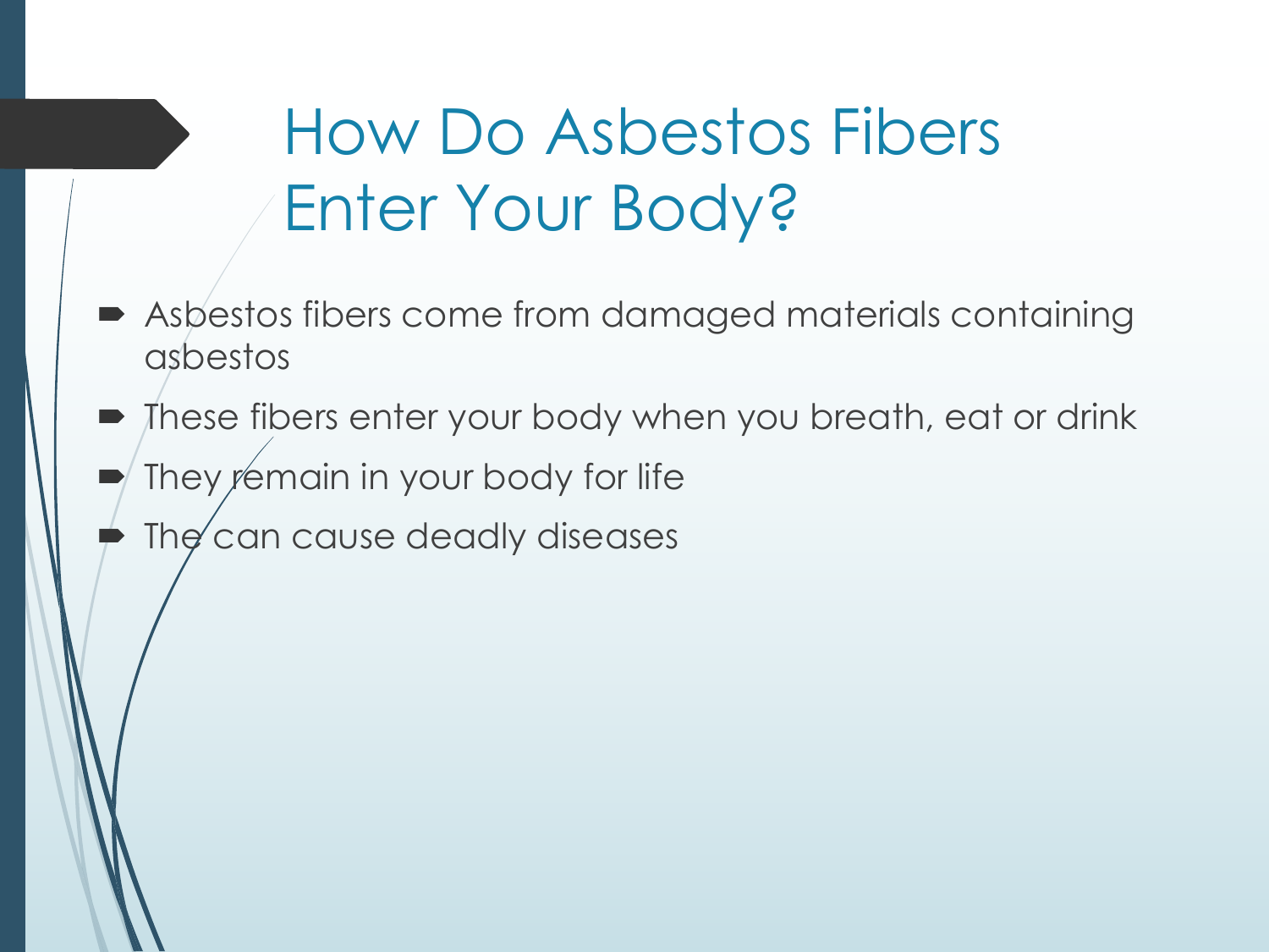# How Do Asbestos Fibers Enter Your Body?

- Asbestos fibers come from damaged materials containing asbestos
- These fibers enter your body when you breath, eat or drink
- They remain in your body for life
- The can cause deadly diseases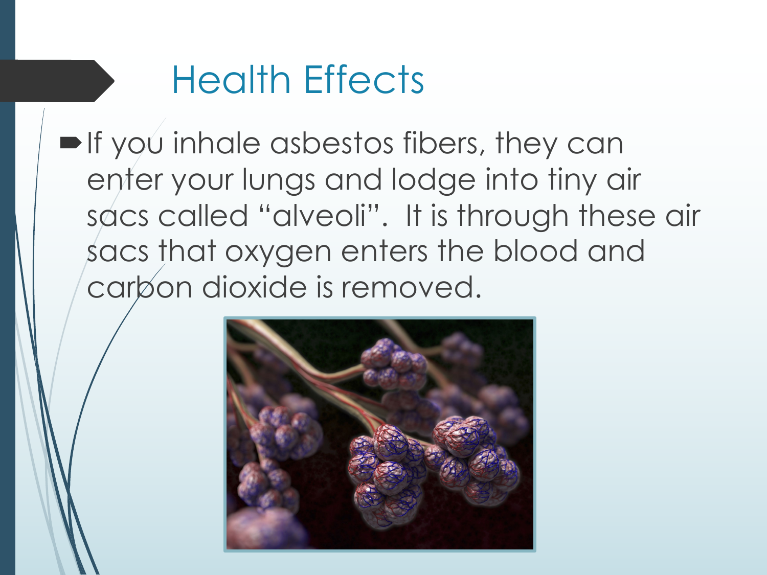# Health Effects

- If you inhale asbestos fibers, they can enter your lungs and lodge into tiny air sacs called “alveoli”. It is through these air sacs that oxygen enters the blood and carbon dioxide is removed.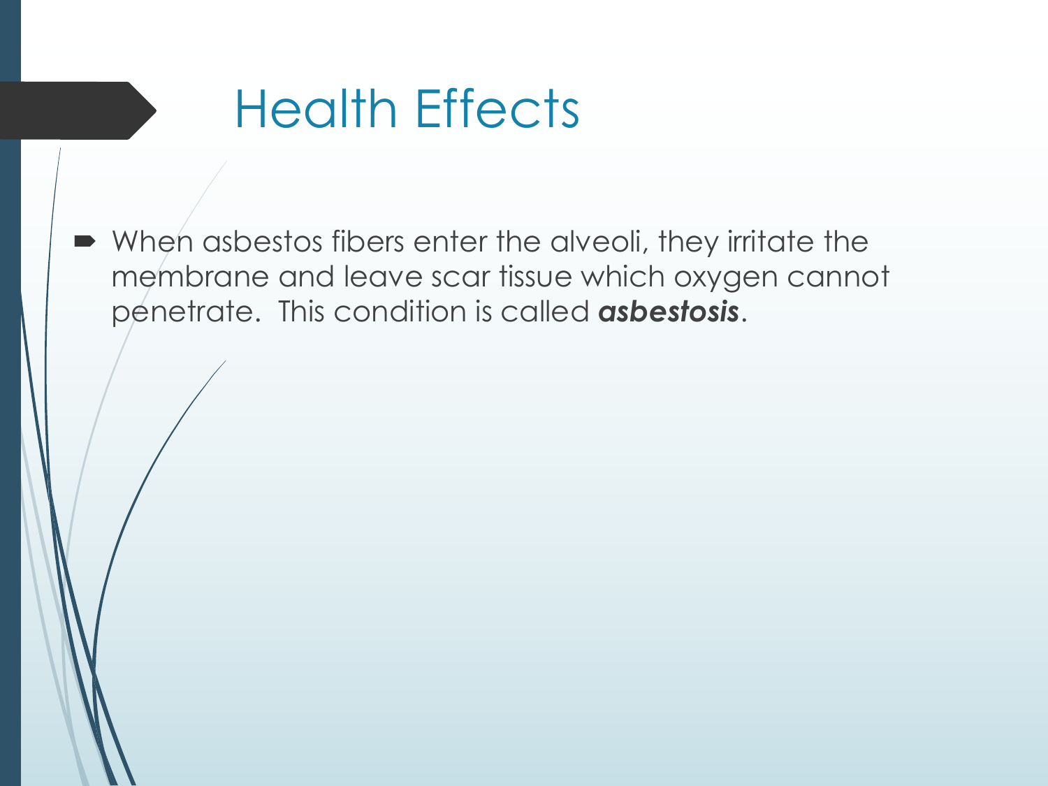# Health Effects

- When asbestos fibers enter the alveoli, they irritate the membrane and leave scar tissue which oxygen cannot penetrate. This condition is called ***asbestosis***.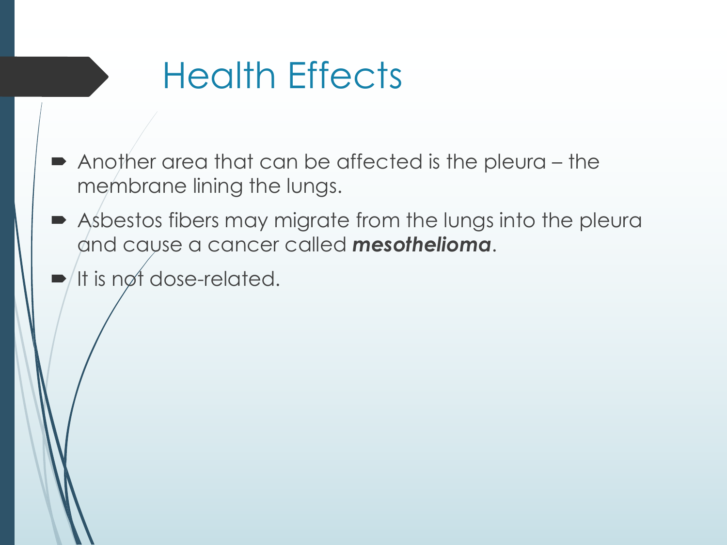# Health Effects

- Another area that can be affected is the pleura – the membrane lining the lungs.
- Asbestos fibers may migrate from the lungs into the pleura and cause a cancer called ***mesothelioma***.
- It is not dose-related.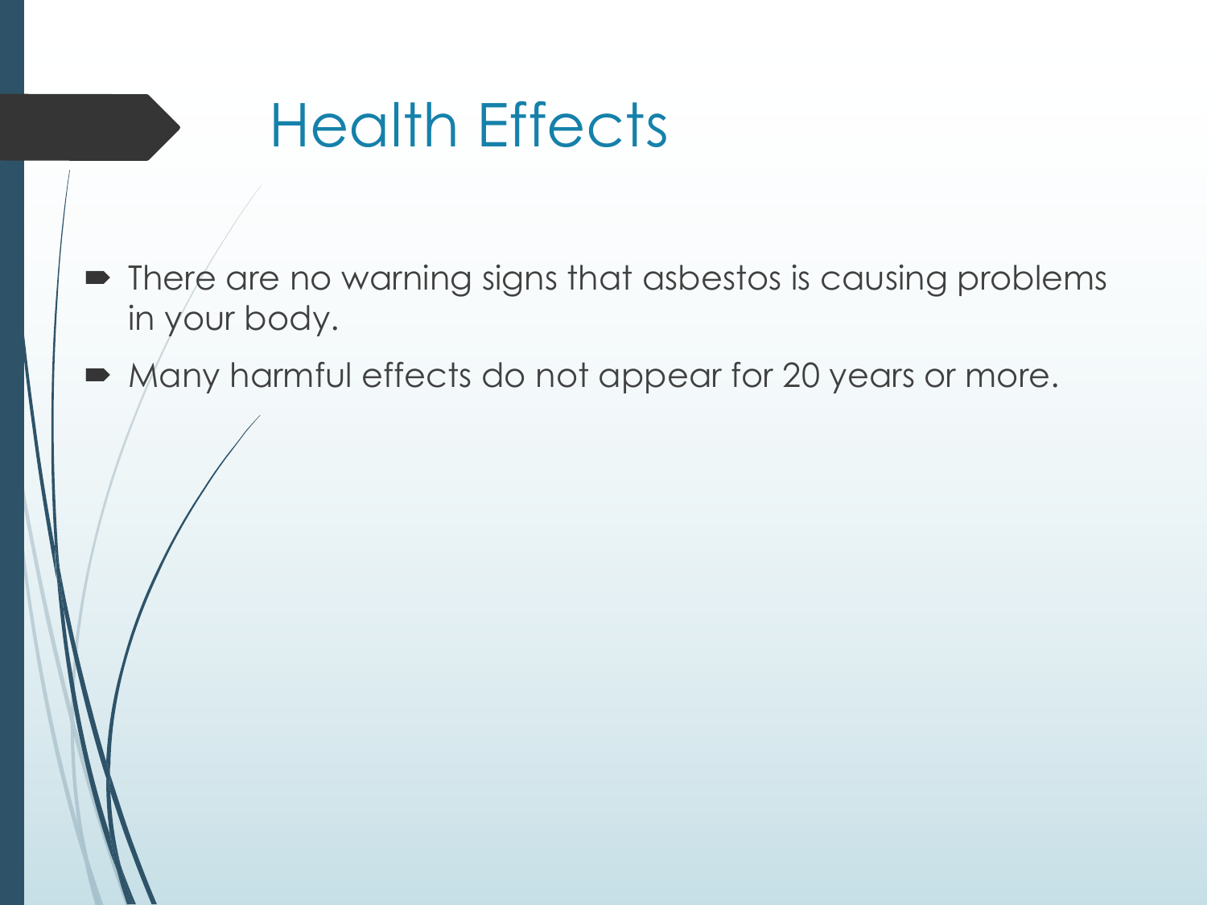# Health Effects

- There are no warning signs that asbestos is causing problems in your body.
- Many harmful effects do not appear for 20 years or more.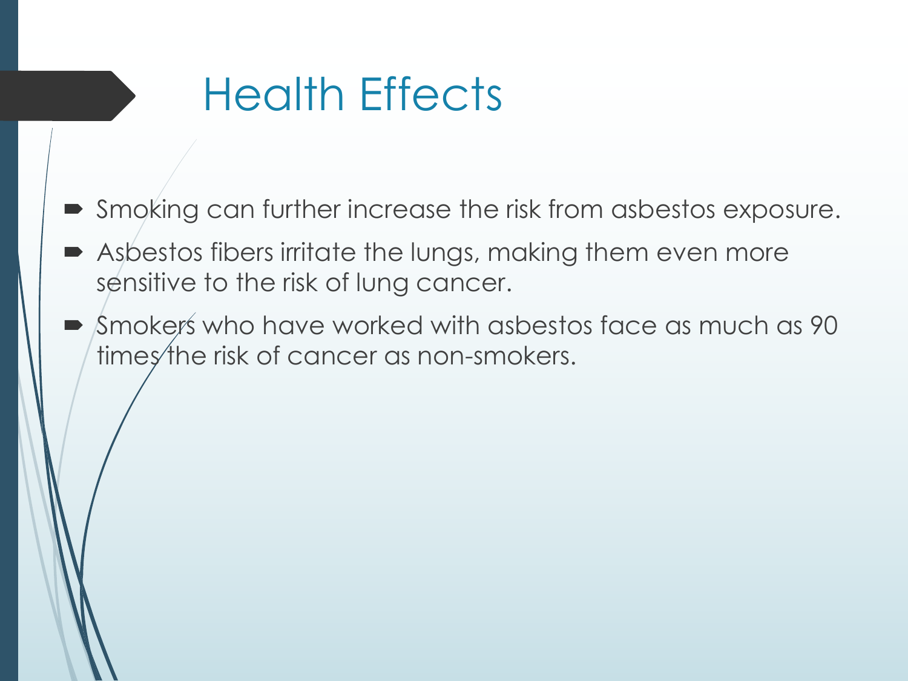# Health Effects

- Smoking can further increase the risk from asbestos exposure.
- Asbestos fibers irritate the lungs, making them even more sensitive to the risk of lung cancer.
- Smokers who have worked with asbestos face as much as 90 times the risk of cancer as non-smokers.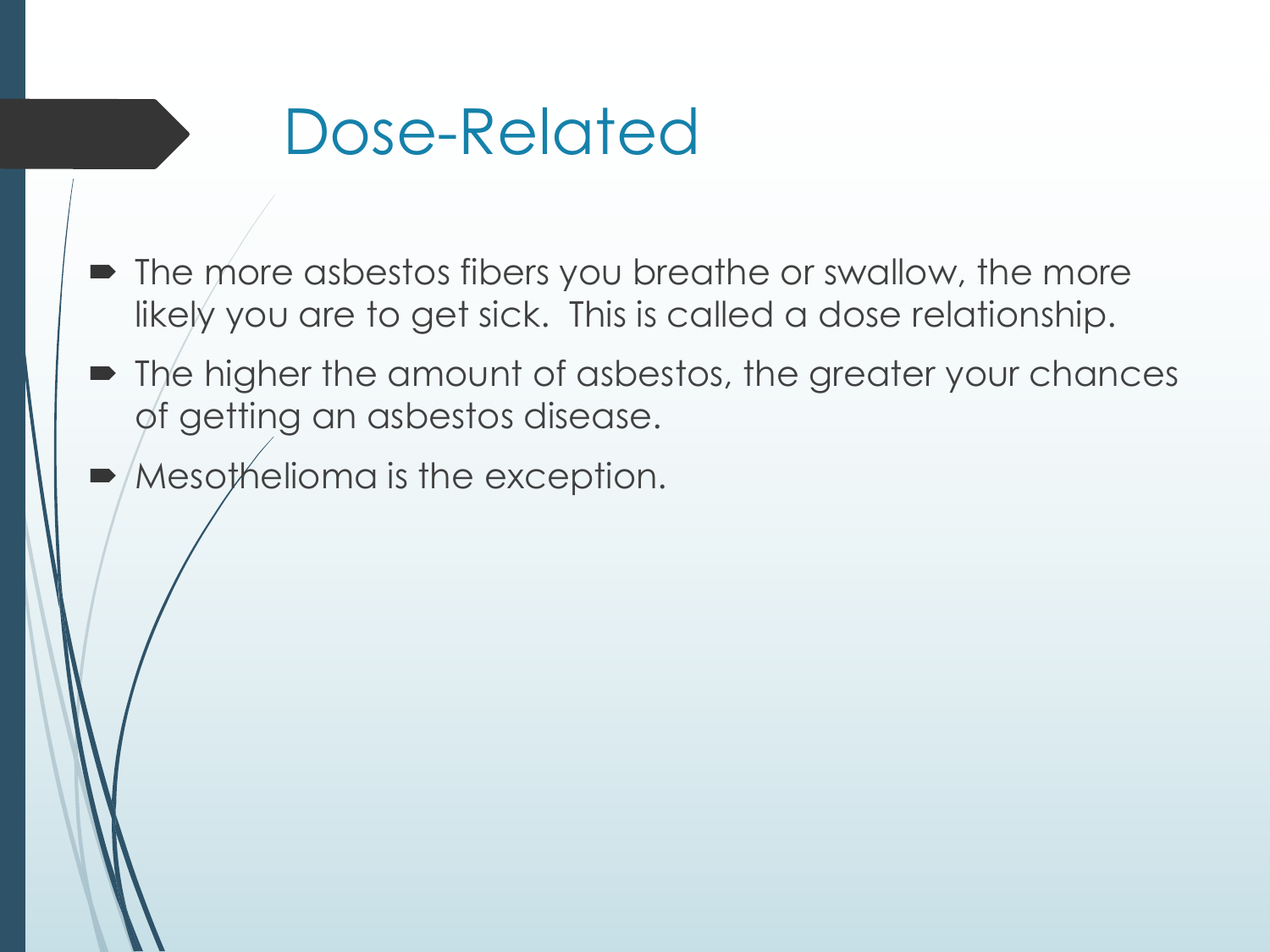# Dose-Related

- The more asbestos fibers you breathe or swallow, the more likely you are to get sick. This is called a dose relationship.
- The higher the amount of asbestos, the greater your chances of getting an asbestos disease.
- Mesothelioma is the exception.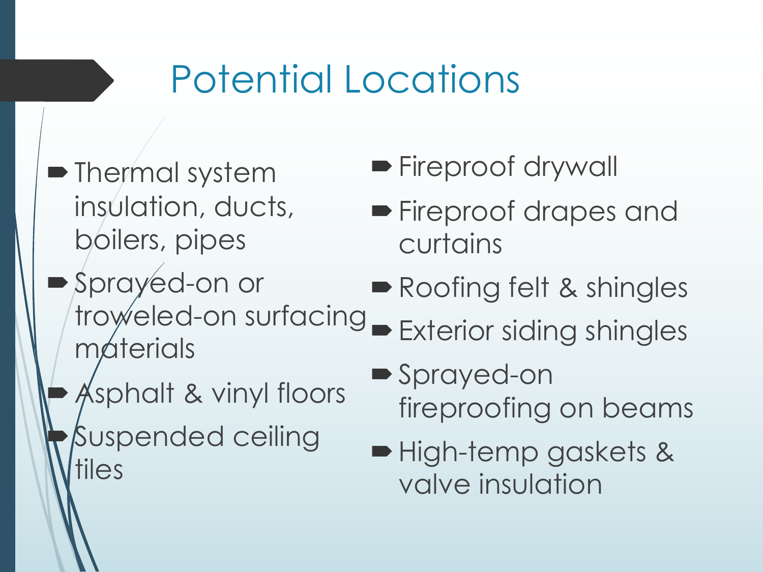# Potential Locations

- Thermal system insulation, ducts, boilers, pipes
- Sprayed-on or troweled-on surfacing materials
- Asphalt & vinyl floors
- Suspended ceiling tiles
- Fireproof drywall
- Fireproof drapes and curtains
- Roofing felt & shingles
- Exterior siding shingles
- Sprayed-on fireproofing on beams
- High-temp gaskets & valve insulation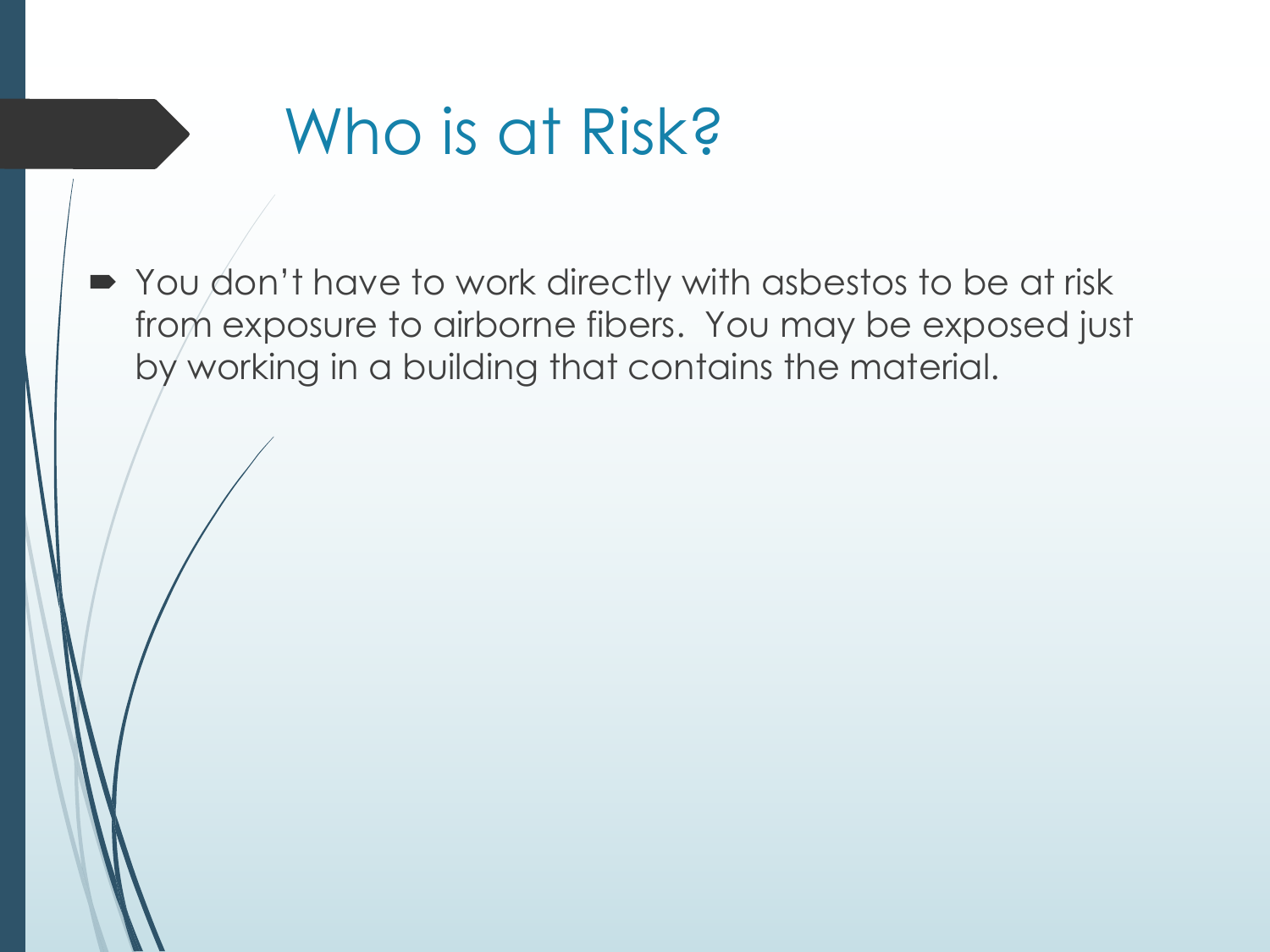# Who is at Risk?

- You don’t have to work directly with asbestos to be at risk from exposure to airborne fibers.  You may be exposed just by working in a building that contains the material.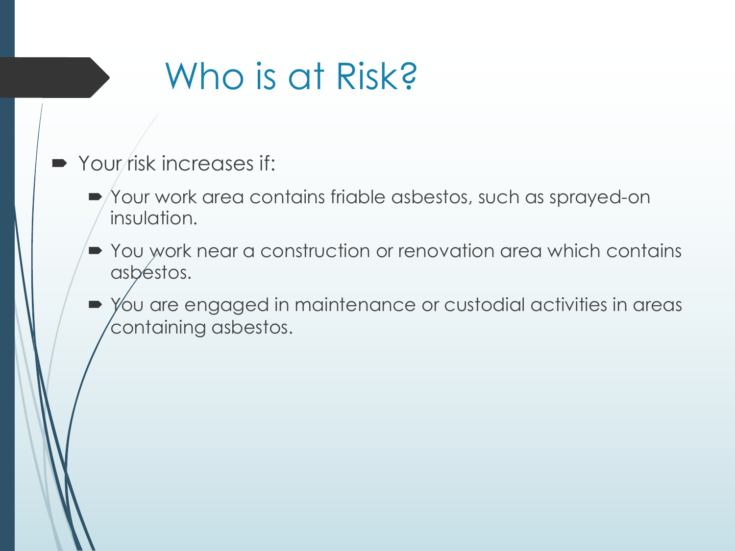# Who is at Risk?

- Your risk increases if:
  - Your work area contains friable asbestos, such as sprayed-on insulation.
  - You work near a construction or renovation area which contains asbestos.
  - You are engaged in maintenance or custodial activities in areas containing asbestos.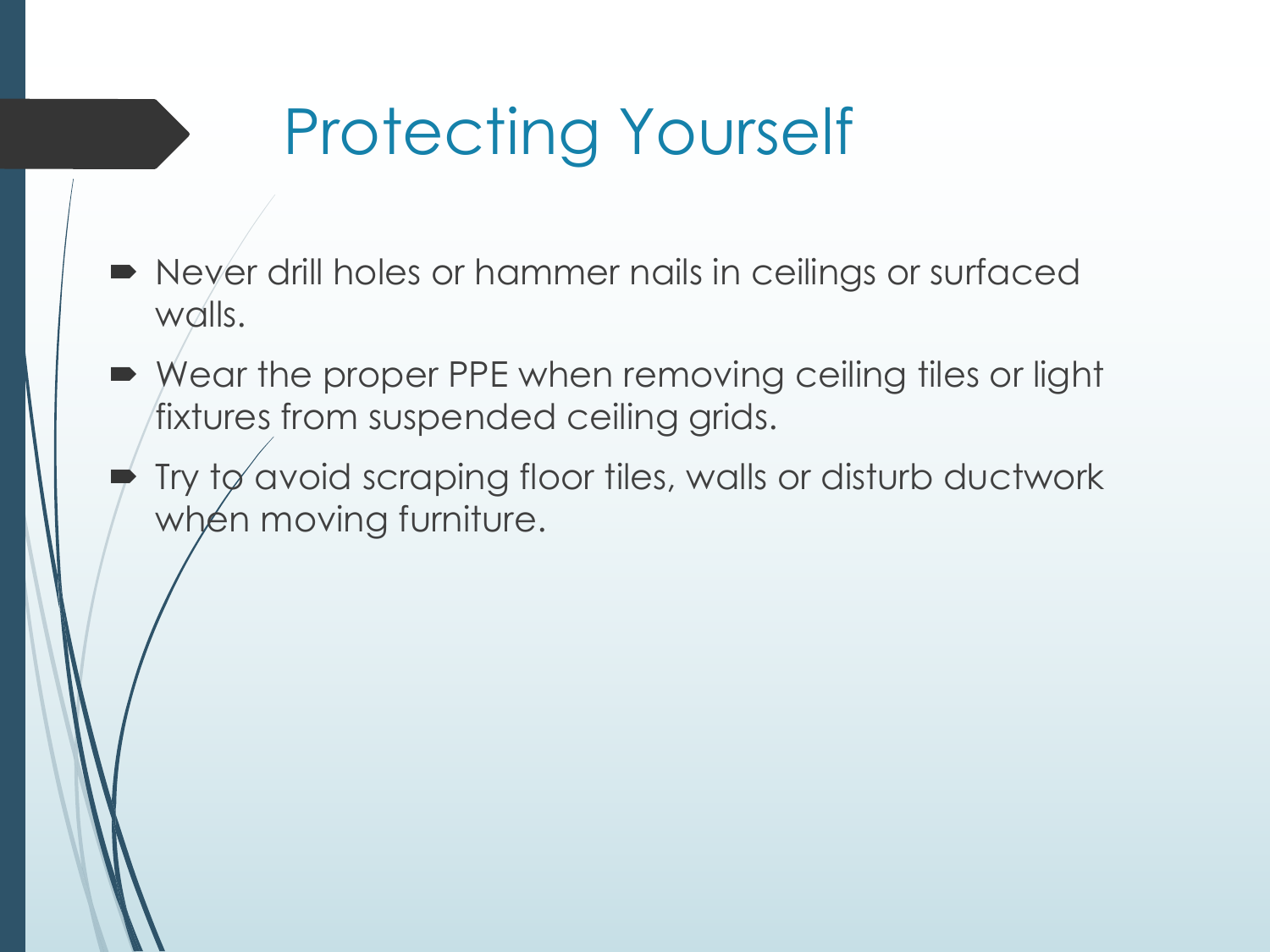# Protecting Yourself

- Never drill holes or hammer nails in ceilings or surfaced walls.
- Wear the proper PPE when removing ceiling tiles or light fixtures from suspended ceiling grids.
- Try to avoid scraping floor tiles, walls or disturb ductwork when moving furniture.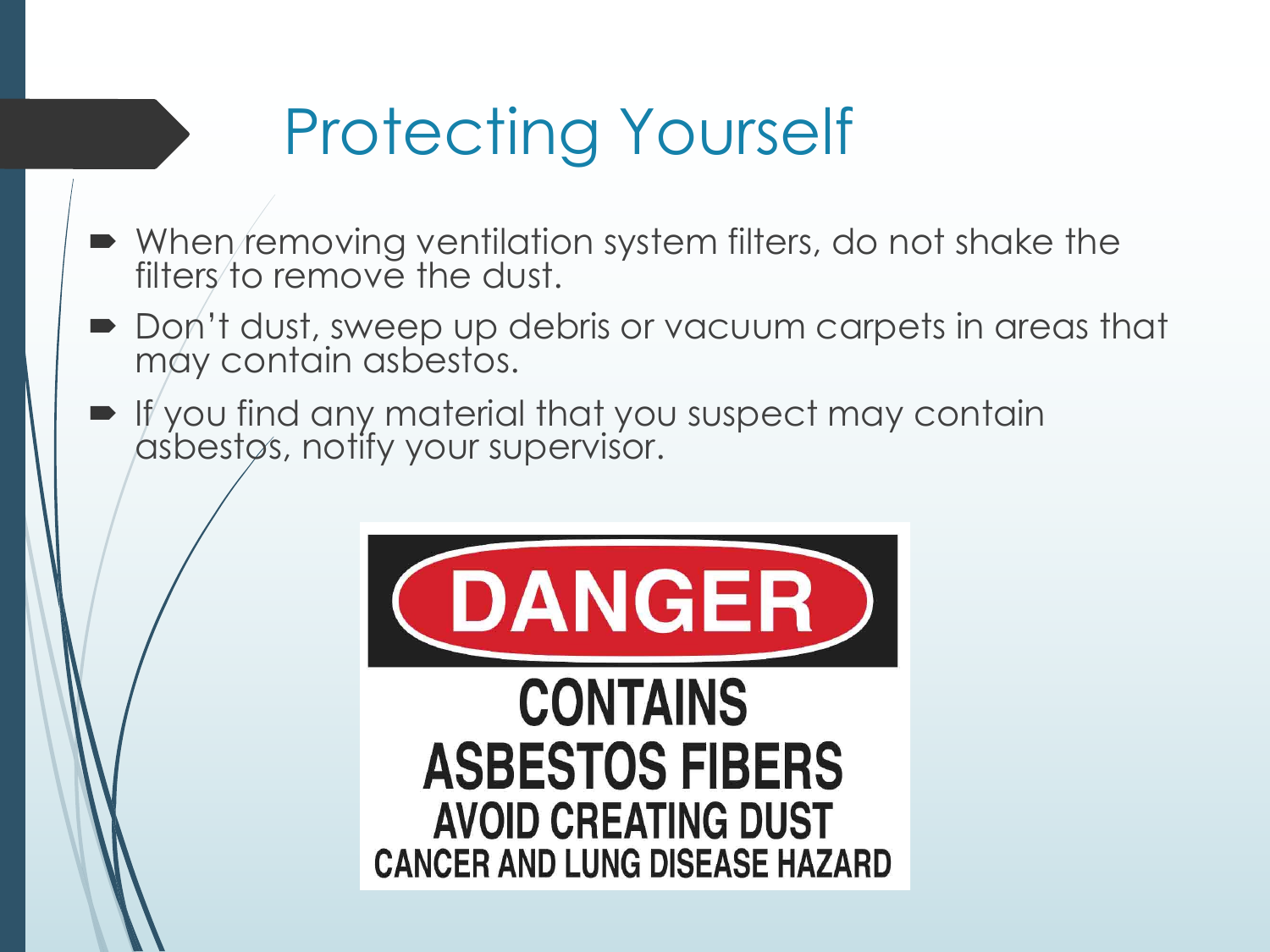# Protecting Yourself

- When removing ventilation system filters, do not shake the filters to remove the dust.
- Don't dust, sweep up debris or vacuum carpets in areas that may contain asbestos.
- If you find any material that you suspect may contain asbestos, notify your supervisor.

DANGER

CONTAINS ASBESTOS FIBERS

AVOID CREATING DUST

CANCER AND LUNG DISEASE HAZARD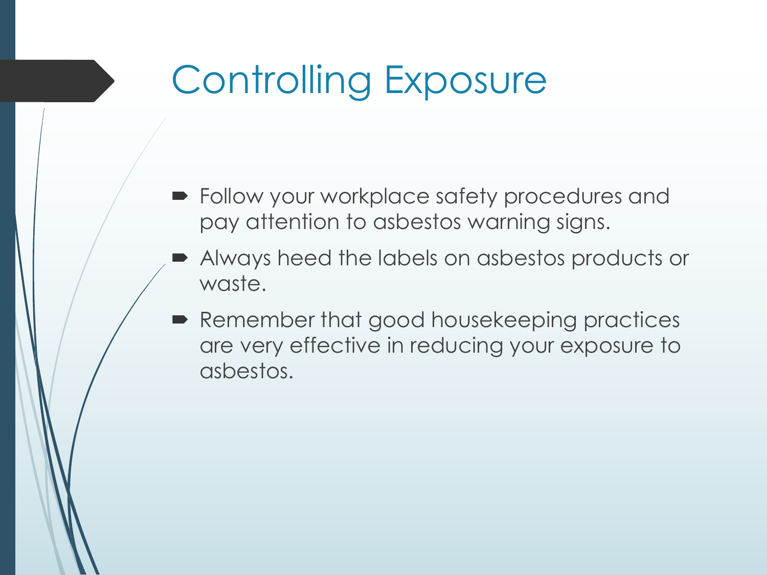# Controlling Exposure

- Follow your workplace safety procedures and pay attention to asbestos warning signs.
- Always heed the labels on asbestos products or waste.
- Remember that good housekeeping practices are very effective in reducing your exposure to asbestos.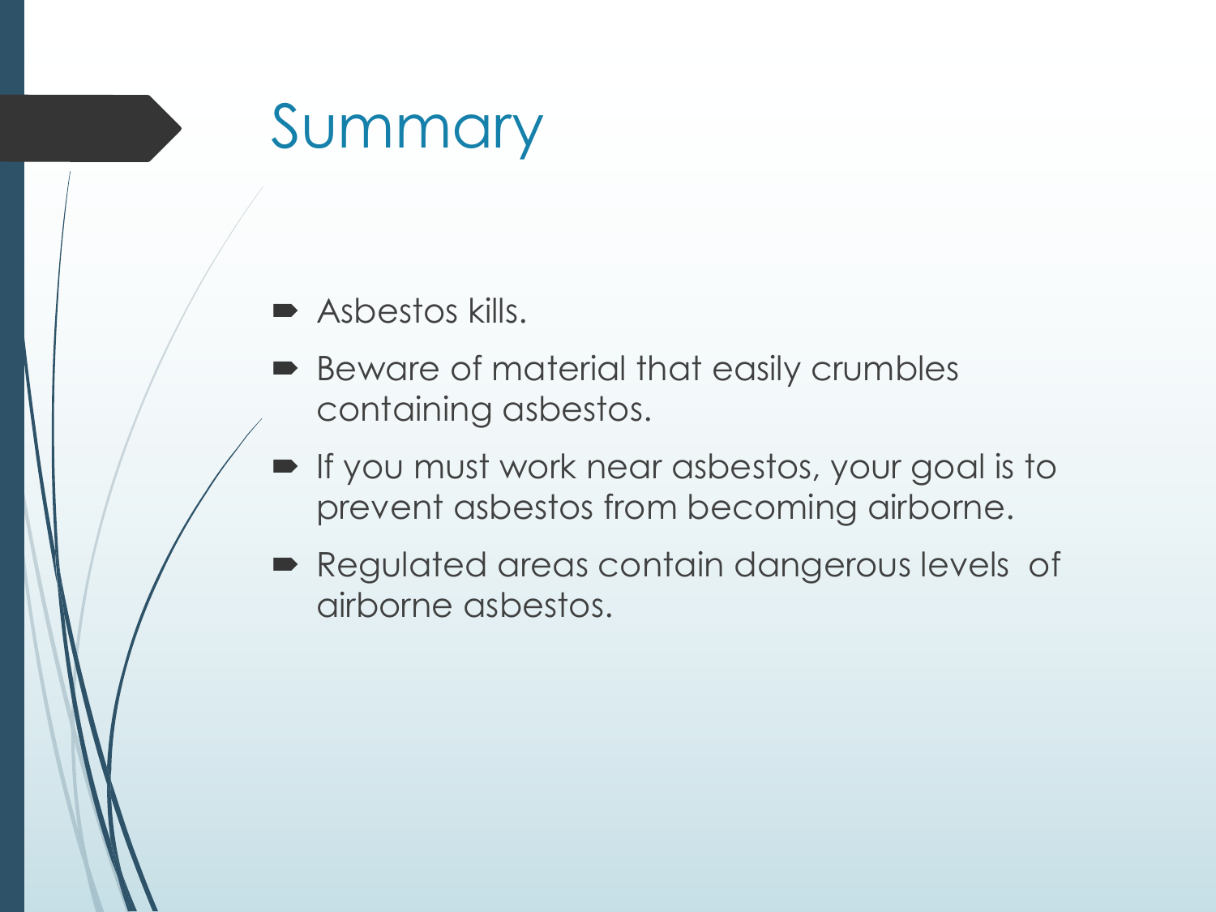# Summary

- Asbestos kills.
- Beware of material that easily crumbles containing asbestos.
- If you must work near asbestos, your goal is to prevent asbestos from becoming airborne.
- Regulated areas contain dangerous levels of airborne asbestos.